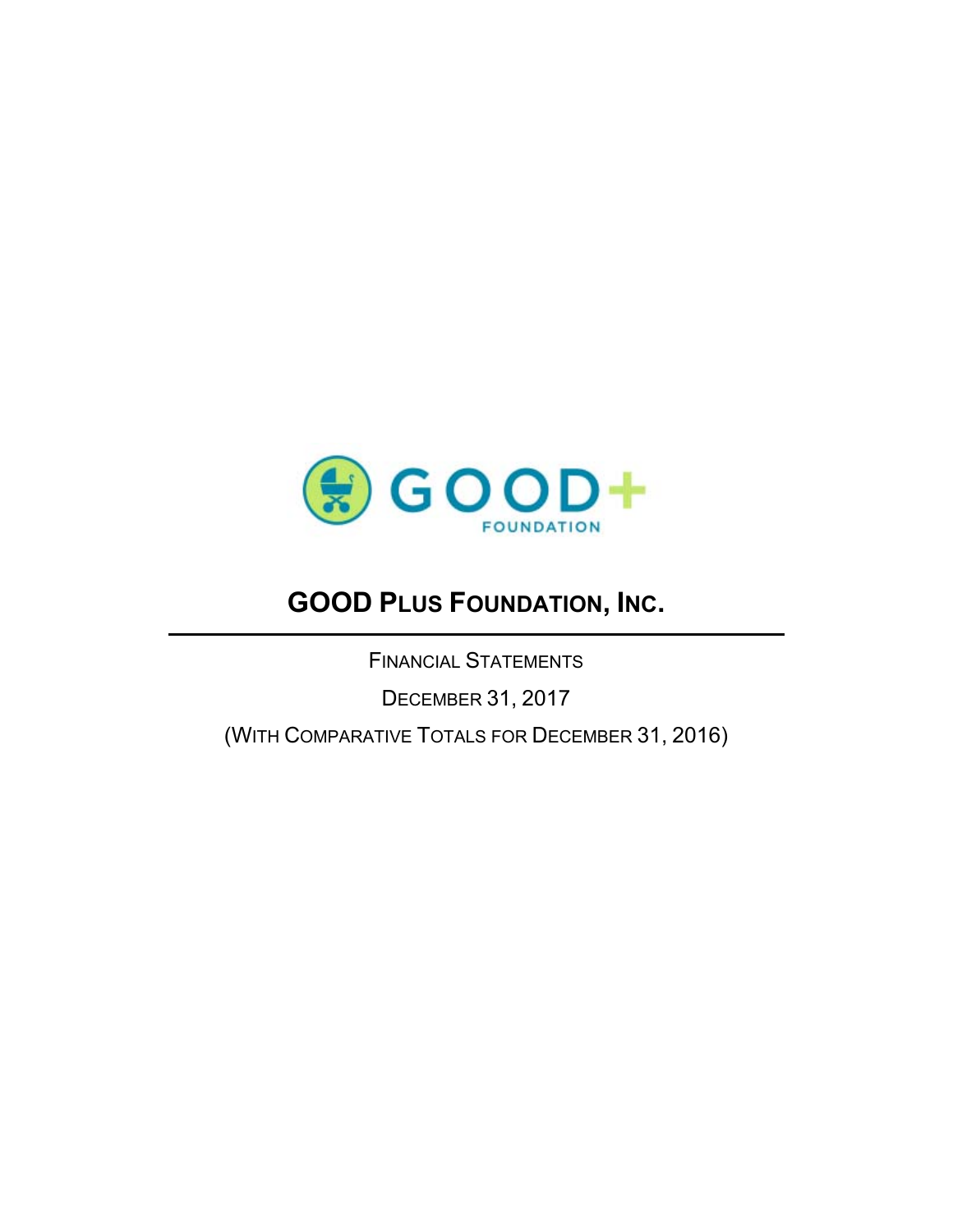GOOD+ FOUNDATION

# GOOD PLUS FOUNDATION, INC.

---

FINANCIAL STATEMENTS

DECEMBER 31, 2017

(WITH COMPARATIVE TOTALS FOR DECEMBER 31, 2016)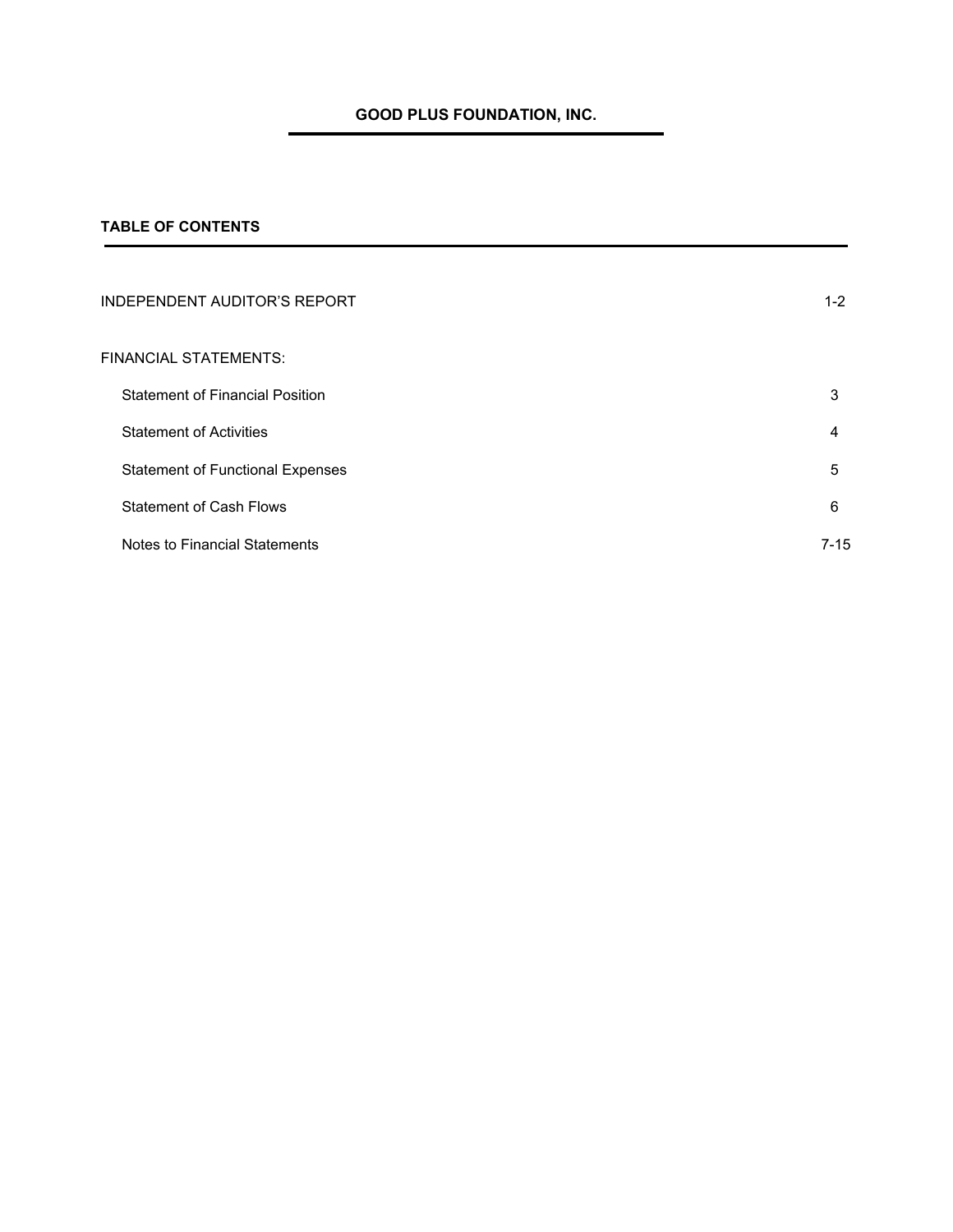# GOOD PLUS FOUNDATION, INC.

## TABLE OF CONTENTS

| | |
|---|---|
| INDEPENDENT AUDITOR'S REPORT | 1-2 |
| FINANCIAL STATEMENTS: | |
| Statement of Financial Position | 3 |
| Statement of Activities | 4 |
| Statement of Functional Expenses | 5 |
| Statement of Cash Flows | 6 |
| Notes to Financial Statements | 7-15 |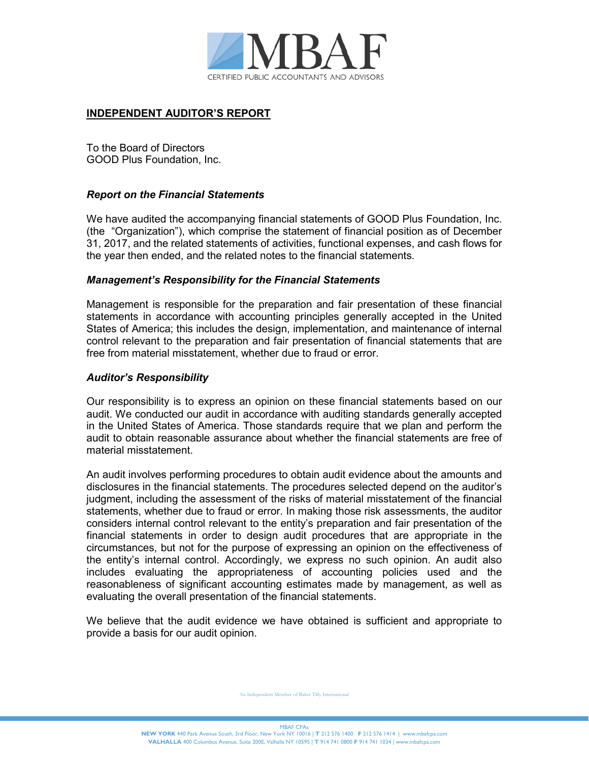## INDEPENDENT AUDITOR'S REPORT

To the Board of Directors
GOOD Plus Foundation, Inc.

### *Report on the Financial Statements*

We have audited the accompanying financial statements of GOOD Plus Foundation, Inc. (the "Organization"), which comprise the statement of financial position as of December 31, 2017, and the related statements of activities, functional expenses, and cash flows for the year then ended, and the related notes to the financial statements.

### *Management's Responsibility for the Financial Statements*

Management is responsible for the preparation and fair presentation of these financial statements in accordance with accounting principles generally accepted in the United States of America; this includes the design, implementation, and maintenance of internal control relevant to the preparation and fair presentation of financial statements that are free from material misstatement, whether due to fraud or error.

### *Auditor's Responsibility*

Our responsibility is to express an opinion on these financial statements based on our audit. We conducted our audit in accordance with auditing standards generally accepted in the United States of America. Those standards require that we plan and perform the audit to obtain reasonable assurance about whether the financial statements are free of material misstatement.

An audit involves performing procedures to obtain audit evidence about the amounts and disclosures in the financial statements. The procedures selected depend on the auditor's judgment, including the assessment of the risks of material misstatement of the financial statements, whether due to fraud or error. In making those risk assessments, the auditor considers internal control relevant to the entity's preparation and fair presentation of the financial statements in order to design audit procedures that are appropriate in the circumstances, but not for the purpose of expressing an opinion on the effectiveness of the entity's internal control. Accordingly, we express no such opinion. An audit also includes evaluating the appropriateness of accounting policies used and the reasonableness of significant accounting estimates made by management, as well as evaluating the overall presentation of the financial statements.

We believe that the audit evidence we have obtained is sufficient and appropriate to provide a basis for our audit opinion.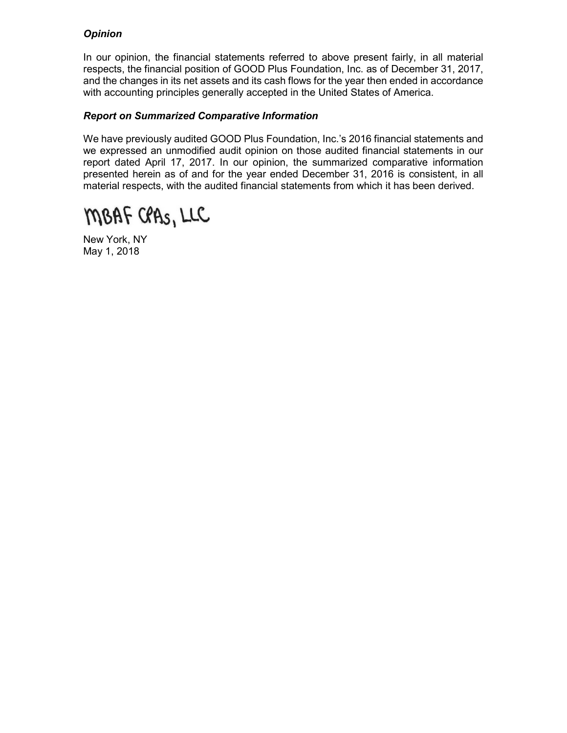### *Opinion*

In our opinion, the financial statements referred to above present fairly, in all material respects, the financial position of GOOD Plus Foundation, Inc. as of December 31, 2017, and the changes in its net assets and its cash flows for the year then ended in accordance with accounting principles generally accepted in the United States of America.

### *Report on Summarized Comparative Information*

We have previously audited GOOD Plus Foundation, Inc.'s 2016 financial statements and we expressed an unmodified audit opinion on those audited financial statements in our report dated April 17, 2017. In our opinion, the summarized comparative information presented herein as of and for the year ended December 31, 2016 is consistent, in all material respects, with the audited financial statements from which it has been derived.

MBAF CPAs, LLC

New York, NY
May 1, 2018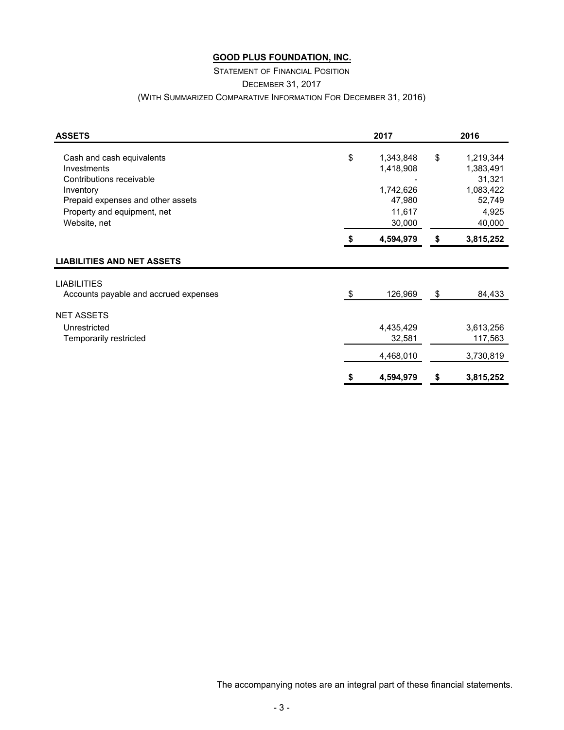**GOOD PLUS FOUNDATION, INC.**

STATEMENT OF FINANCIAL POSITION

DECEMBER 31, 2017

(WITH SUMMARIZED COMPARATIVE INFORMATION FOR DECEMBER 31, 2016)

| **ASSETS** | **2017** | **2016** |
|---|---|---|
| Cash and cash equivalents | $ 1,343,848 | $ 1,219,344 |
| Investments | 1,418,908 | 1,383,491 |
| Contributions receivable | - | 31,321 |
| Inventory | 1,742,626 | 1,083,422 |
| Prepaid expenses and other assets | 47,980 | 52,749 |
| Property and equipment, net | 11,617 | 4,925 |
| Website, net | 30,000 | 40,000 |
| | **$ 4,594,979** | **$ 3,815,252** |
| **LIABILITIES AND NET ASSETS** | | |
| LIABILITIES | | |
| Accounts payable and accrued expenses | $ 126,969 | $ 84,433 |
| NET ASSETS | | |
| Unrestricted | 4,435,429 | 3,613,256 |
| Temporarily restricted | 32,581 | 117,563 |
| | 4,468,010 | 3,730,819 |
| | **$ 4,594,979** | **$ 3,815,252** |

The accompanying notes are an integral part of these financial statements.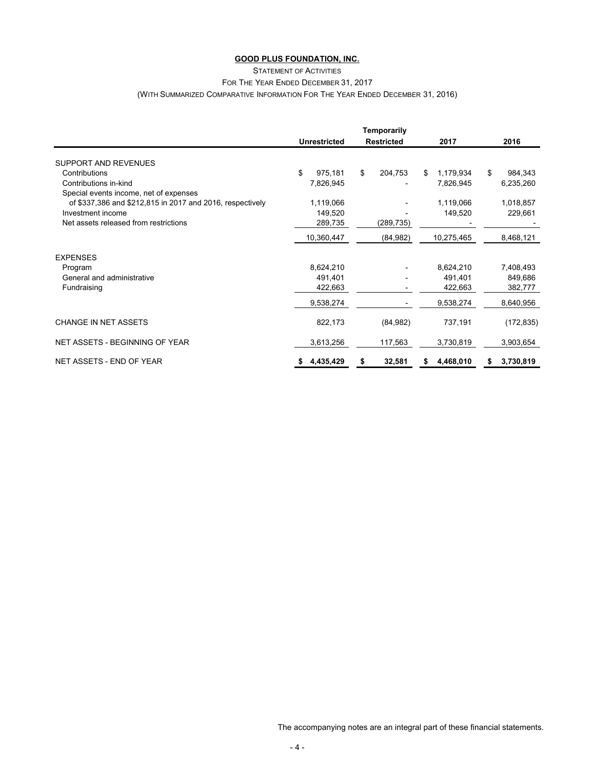**GOOD PLUS FOUNDATION, INC.**

STATEMENT OF ACTIVITIES

FOR THE YEAR ENDED DECEMBER 31, 2017

(WITH SUMMARIZED COMPARATIVE INFORMATION FOR THE YEAR ENDED DECEMBER 31, 2016)

| | Unrestricted | Temporarily Restricted | 2017 | 2016 |
|---|---|---|---|---|
| SUPPORT AND REVENUES | | | | |
| Contributions | $ 975,181 | $ 204,753 | $ 1,179,934 | $ 984,343 |
| Contributions in-kind | 7,826,945 | - | 7,826,945 | 6,235,260 |
| Special events income, net of expenses of $337,386 and $212,815 in 2017 and 2016, respectively | 1,119,066 | - | 1,119,066 | 1,018,857 |
| Investment income | 149,520 | - | 149,520 | 229,661 |
| Net assets released from restrictions | 289,735 | (289,735) | - | - |
| | 10,360,447 | (84,982) | 10,275,465 | 8,468,121 |
| EXPENSES | | | | |
| Program | 8,624,210 | - | 8,624,210 | 7,408,493 |
| General and administrative | 491,401 | - | 491,401 | 849,686 |
| Fundraising | 422,663 | - | 422,663 | 382,777 |
| | 9,538,274 | - | 9,538,274 | 8,640,956 |
| CHANGE IN NET ASSETS | 822,173 | (84,982) | 737,191 | (172,835) |
| NET ASSETS - BEGINNING OF YEAR | 3,613,256 | 117,563 | 3,730,819 | 3,903,654 |
| NET ASSETS - END OF YEAR | **$ 4,435,429** | **$ 32,581** | **$ 4,468,010** | **$ 3,730,819** |

The accompanying notes are an integral part of these financial statements.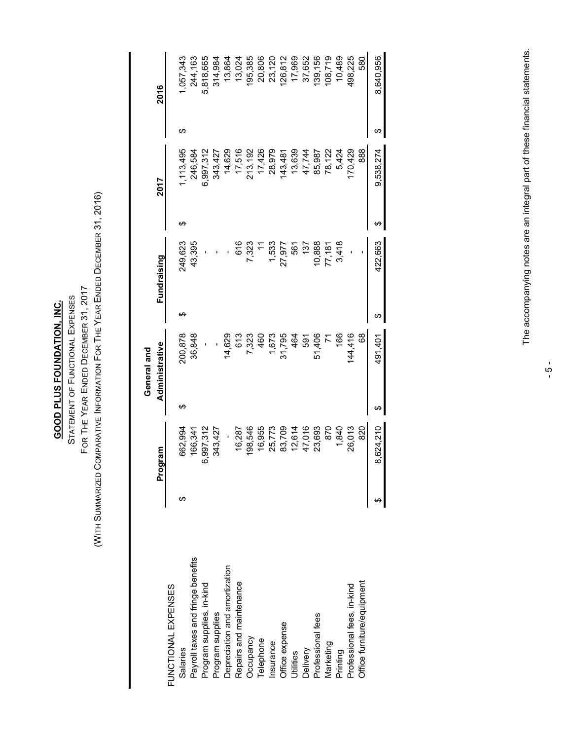# GOOD PLUS FOUNDATION, INC.

STATEMENT OF FUNCTIONAL EXPENSES

FOR THE YEAR ENDED DECEMBER 31, 2017

(WITH SUMMARIZED COMPARATIVE INFORMATION FOR THE YEAR ENDED DECEMBER 31, 2016)

| | Program | General and Administrative | Fundraising | 2017 | 2016 |
|---|---|---|---|---|---|
| FUNCTIONAL EXPENSES | | | | | |
| Salaries | $ 662,994 | $ 200,878 | $ 249,623 | $ 1,113,495 | $ 1,057,343 |
| Payroll taxes and fringe benefits | 166,341 | 36,848 | 43,395 | 246,584 | 244,163 |
| Program supplies, in-kind | 6,997,312 | - | - | 6,997,312 | 5,818,665 |
| Program supplies | 343,427 | - | - | 343,427 | 314,984 |
| Depreciation and amortization | - | 14,629 | - | 14,629 | 13,864 |
| Repairs and maintenance | 16,287 | 613 | 616 | 17,516 | 13,024 |
| Occupancy | 198,546 | 7,323 | 7,323 | 213,192 | 195,385 |
| Telephone | 16,955 | 460 | 11 | 17,426 | 20,806 |
| Insurance | 25,773 | 1,673 | 1,533 | 28,979 | 23,120 |
| Office expense | 83,709 | 31,795 | 27,977 | 143,481 | 126,812 |
| Utilities | 12,614 | 464 | 561 | 13,639 | 17,969 |
| Delivery | 47,016 | 591 | 137 | 47,744 | 37,652 |
| Professional fees | 23,693 | 51,406 | 10,888 | 85,987 | 139,156 |
| Marketing | 870 | 71 | 77,181 | 78,122 | 108,719 |
| Printing | 1,840 | 166 | 3,418 | 5,424 | 10,489 |
| Professional fees, in-kind | 26,013 | 144,416 | - | 170,429 | 498,225 |
| Office furniture/equipment | 820 | 68 | - | 888 | 580 |
| | $ 8,624,210 | $ 491,401 | $ 422,663 | $ 9,538,274 | $ 8,640,956 |

The accompanying notes are an integral part of these financial statements.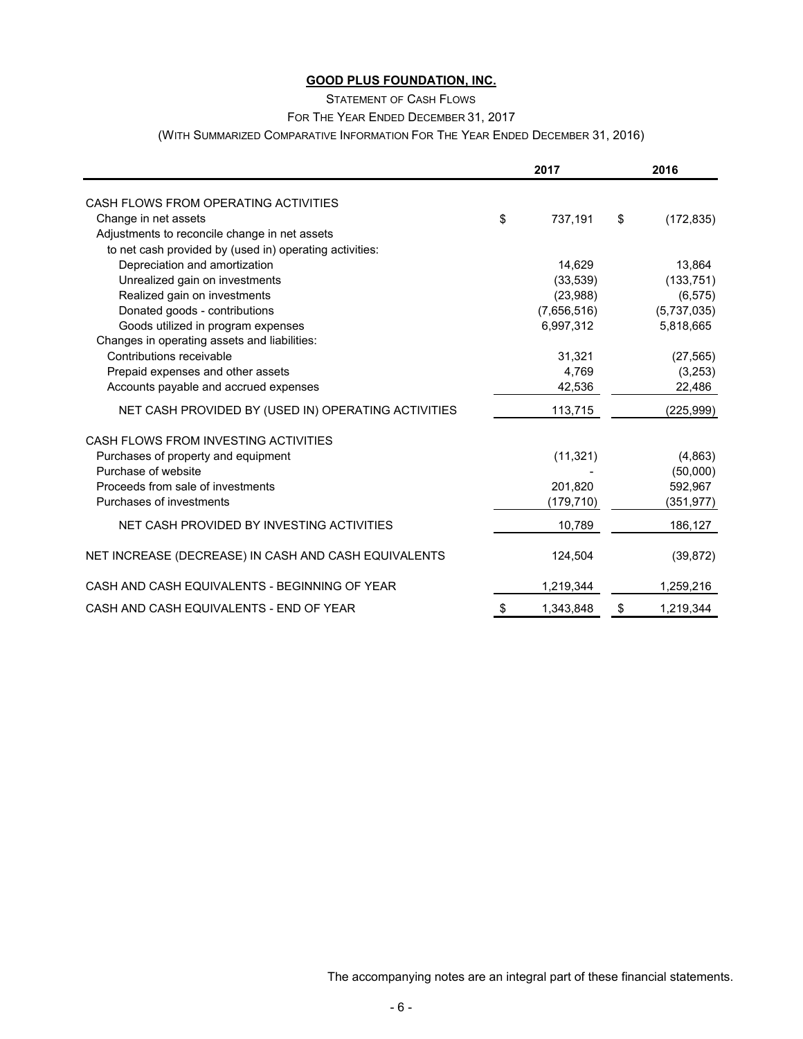**GOOD PLUS FOUNDATION, INC.**

STATEMENT OF CASH FLOWS

FOR THE YEAR ENDED DECEMBER 31, 2017

(WITH SUMMARIZED COMPARATIVE INFORMATION FOR THE YEAR ENDED DECEMBER 31, 2016)

| | 2017 | 2016 |
|---|---|---|
| CASH FLOWS FROM OPERATING ACTIVITIES | | |
| Change in net assets | $ 737,191 | $ (172,835) |
| Adjustments to reconcile change in net assets to net cash provided by (used in) operating activities: | | |
| Depreciation and amortization | 14,629 | 13,864 |
| Unrealized gain on investments | (33,539) | (133,751) |
| Realized gain on investments | (23,988) | (6,575) |
| Donated goods - contributions | (7,656,516) | (5,737,035) |
| Goods utilized in program expenses | 6,997,312 | 5,818,665 |
| Changes in operating assets and liabilities: | | |
| Contributions receivable | 31,321 | (27,565) |
| Prepaid expenses and other assets | 4,769 | (3,253) |
| Accounts payable and accrued expenses | 42,536 | 22,486 |
| NET CASH PROVIDED BY (USED IN) OPERATING ACTIVITIES | 113,715 | (225,999) |
| CASH FLOWS FROM INVESTING ACTIVITIES | | |
| Purchases of property and equipment | (11,321) | (4,863) |
| Purchase of website | - | (50,000) |
| Proceeds from sale of investments | 201,820 | 592,967 |
| Purchases of investments | (179,710) | (351,977) |
| NET CASH PROVIDED BY INVESTING ACTIVITIES | 10,789 | 186,127 |
| NET INCREASE (DECREASE) IN CASH AND CASH EQUIVALENTS | 124,504 | (39,872) |
| CASH AND CASH EQUIVALENTS - BEGINNING OF YEAR | 1,219,344 | 1,259,216 |
| CASH AND CASH EQUIVALENTS - END OF YEAR | $ 1,343,848 | $ 1,219,344 |

The accompanying notes are an integral part of these financial statements.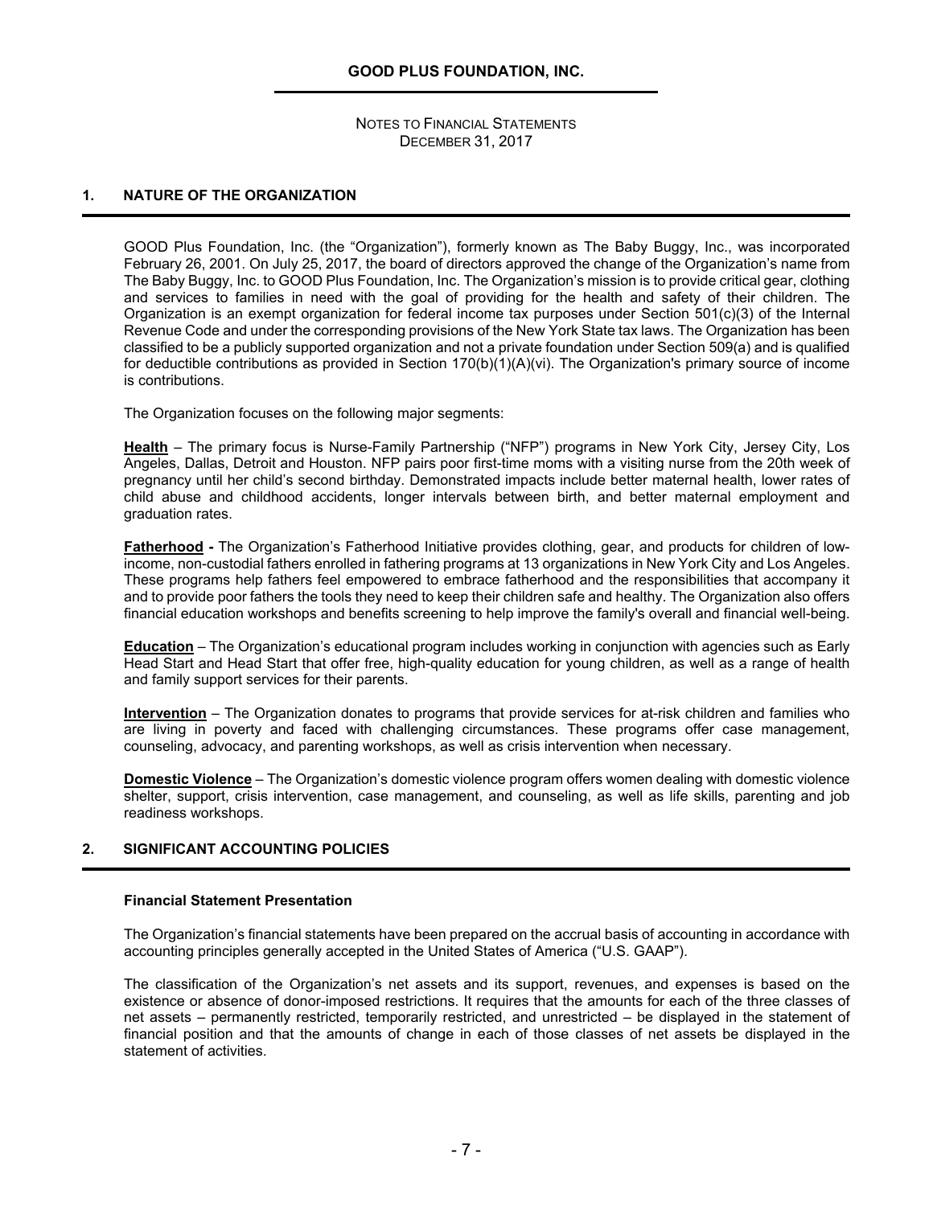## 1. NATURE OF THE ORGANIZATION

GOOD Plus Foundation, Inc. (the "Organization"), formerly known as The Baby Buggy, Inc., was incorporated February 26, 2001. On July 25, 2017, the board of directors approved the change of the Organization's name from The Baby Buggy, Inc. to GOOD Plus Foundation, Inc. The Organization's mission is to provide critical gear, clothing and services to families in need with the goal of providing for the health and safety of their children. The Organization is an exempt organization for federal income tax purposes under Section 501(c)(3) of the Internal Revenue Code and under the corresponding provisions of the New York State tax laws. The Organization has been classified to be a publicly supported organization and not a private foundation under Section 509(a) and is qualified for deductible contributions as provided in Section 170(b)(1)(A)(vi). The Organization's primary source of income is contributions.

The Organization focuses on the following major segments:

**Health** – The primary focus is Nurse-Family Partnership ("NFP") programs in New York City, Jersey City, Los Angeles, Dallas, Detroit and Houston. NFP pairs poor first-time moms with a visiting nurse from the 20th week of pregnancy until her child's second birthday. Demonstrated impacts include better maternal health, lower rates of child abuse and childhood accidents, longer intervals between birth, and better maternal employment and graduation rates.

**Fatherhood -** The Organization's Fatherhood Initiative provides clothing, gear, and products for children of low-income, non-custodial fathers enrolled in fathering programs at 13 organizations in New York City and Los Angeles. These programs help fathers feel empowered to embrace fatherhood and the responsibilities that accompany it and to provide poor fathers the tools they need to keep their children safe and healthy. The Organization also offers financial education workshops and benefits screening to help improve the family's overall and financial well-being.

**Education** – The Organization's educational program includes working in conjunction with agencies such as Early Head Start and Head Start that offer free, high-quality education for young children, as well as a range of health and family support services for their parents.

**Intervention** – The Organization donates to programs that provide services for at-risk children and families who are living in poverty and faced with challenging circumstances. These programs offer case management, counseling, advocacy, and parenting workshops, as well as crisis intervention when necessary.

**Domestic Violence** – The Organization's domestic violence program offers women dealing with domestic violence shelter, support, crisis intervention, case management, and counseling, as well as life skills, parenting and job readiness workshops.

## 2. SIGNIFICANT ACCOUNTING POLICIES

### Financial Statement Presentation

The Organization's financial statements have been prepared on the accrual basis of accounting in accordance with accounting principles generally accepted in the United States of America ("U.S. GAAP").

The classification of the Organization's net assets and its support, revenues, and expenses is based on the existence or absence of donor-imposed restrictions. It requires that the amounts for each of the three classes of net assets – permanently restricted, temporarily restricted, and unrestricted – be displayed in the statement of financial position and that the amounts of change in each of those classes of net assets be displayed in the statement of activities.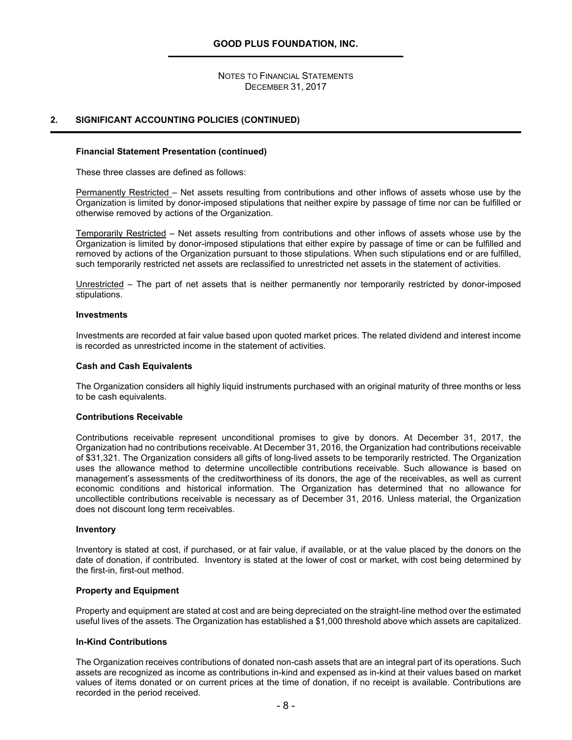## 2. SIGNIFICANT ACCOUNTING POLICIES (CONTINUED)

### Financial Statement Presentation (continued)

These three classes are defined as follows:

Permanently Restricted – Net assets resulting from contributions and other inflows of assets whose use by the Organization is limited by donor-imposed stipulations that neither expire by passage of time nor can be fulfilled or otherwise removed by actions of the Organization.

Temporarily Restricted – Net assets resulting from contributions and other inflows of assets whose use by the Organization is limited by donor-imposed stipulations that either expire by passage of time or can be fulfilled and removed by actions of the Organization pursuant to those stipulations. When such stipulations end or are fulfilled, such temporarily restricted net assets are reclassified to unrestricted net assets in the statement of activities.

Unrestricted – The part of net assets that is neither permanently nor temporarily restricted by donor-imposed stipulations.

### Investments

Investments are recorded at fair value based upon quoted market prices. The related dividend and interest income is recorded as unrestricted income in the statement of activities.

### Cash and Cash Equivalents

The Organization considers all highly liquid instruments purchased with an original maturity of three months or less to be cash equivalents.

### Contributions Receivable

Contributions receivable represent unconditional promises to give by donors. At December 31, 2017, the Organization had no contributions receivable. At December 31, 2016, the Organization had contributions receivable of $31,321. The Organization considers all gifts of long-lived assets to be temporarily restricted. The Organization uses the allowance method to determine uncollectible contributions receivable. Such allowance is based on management's assessments of the creditworthiness of its donors, the age of the receivables, as well as current economic conditions and historical information. The Organization has determined that no allowance for uncollectible contributions receivable is necessary as of December 31, 2016. Unless material, the Organization does not discount long term receivables.

### Inventory

Inventory is stated at cost, if purchased, or at fair value, if available, or at the value placed by the donors on the date of donation, if contributed. Inventory is stated at the lower of cost or market, with cost being determined by the first-in, first-out method.

### Property and Equipment

Property and equipment are stated at cost and are being depreciated on the straight-line method over the estimated useful lives of the assets. The Organization has established a $1,000 threshold above which assets are capitalized.

### In-Kind Contributions

The Organization receives contributions of donated non-cash assets that are an integral part of its operations. Such assets are recognized as income as contributions in-kind and expensed as in-kind at their values based on market values of items donated or on current prices at the time of donation, if no receipt is available. Contributions are recorded in the period received.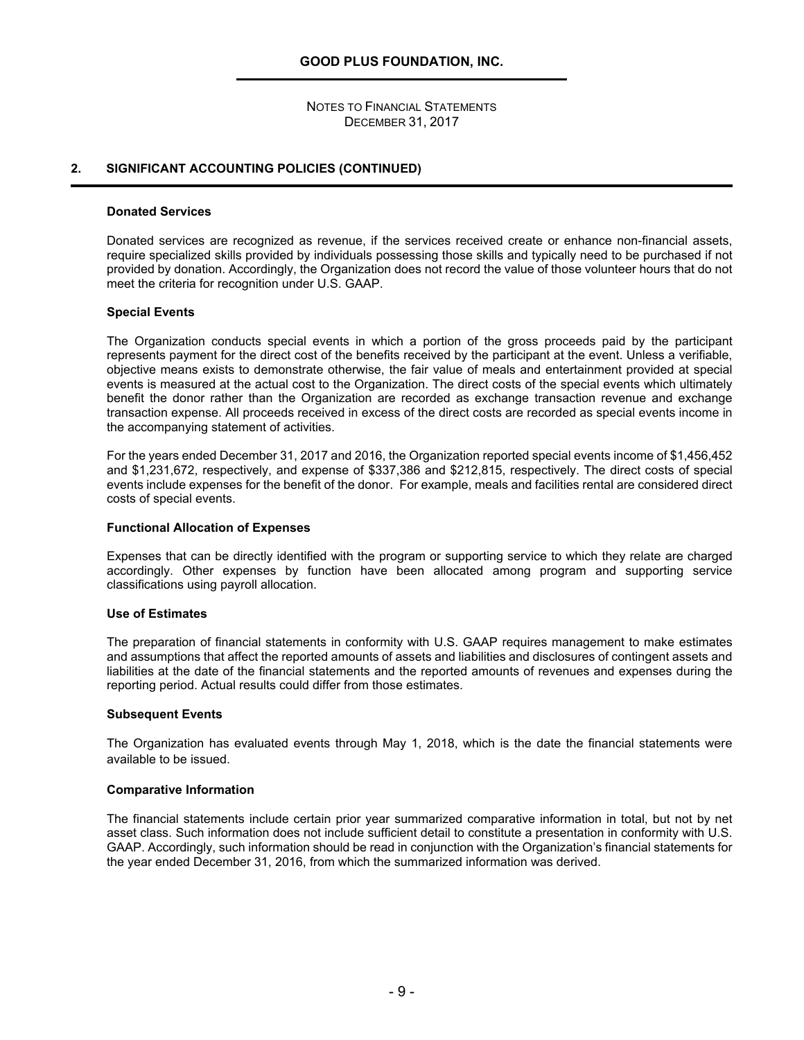# GOOD PLUS FOUNDATION, INC.

NOTES TO FINANCIAL STATEMENTS
DECEMBER 31, 2017

## 2. SIGNIFICANT ACCOUNTING POLICIES (CONTINUED)

### Donated Services

Donated services are recognized as revenue, if the services received create or enhance non-financial assets, require specialized skills provided by individuals possessing those skills and typically need to be purchased if not provided by donation. Accordingly, the Organization does not record the value of those volunteer hours that do not meet the criteria for recognition under U.S. GAAP.

### Special Events

The Organization conducts special events in which a portion of the gross proceeds paid by the participant represents payment for the direct cost of the benefits received by the participant at the event. Unless a verifiable, objective means exists to demonstrate otherwise, the fair value of meals and entertainment provided at special events is measured at the actual cost to the Organization. The direct costs of the special events which ultimately benefit the donor rather than the Organization are recorded as exchange transaction revenue and exchange transaction expense. All proceeds received in excess of the direct costs are recorded as special events income in the accompanying statement of activities.

For the years ended December 31, 2017 and 2016, the Organization reported special events income of $1,456,452 and $1,231,672, respectively, and expense of $337,386 and $212,815, respectively. The direct costs of special events include expenses for the benefit of the donor. For example, meals and facilities rental are considered direct costs of special events.

### Functional Allocation of Expenses

Expenses that can be directly identified with the program or supporting service to which they relate are charged accordingly. Other expenses by function have been allocated among program and supporting service classifications using payroll allocation.

### Use of Estimates

The preparation of financial statements in conformity with U.S. GAAP requires management to make estimates and assumptions that affect the reported amounts of assets and liabilities and disclosures of contingent assets and liabilities at the date of the financial statements and the reported amounts of revenues and expenses during the reporting period. Actual results could differ from those estimates.

### Subsequent Events

The Organization has evaluated events through May 1, 2018, which is the date the financial statements were available to be issued.

### Comparative Information

The financial statements include certain prior year summarized comparative information in total, but not by net asset class. Such information does not include sufficient detail to constitute a presentation in conformity with U.S. GAAP. Accordingly, such information should be read in conjunction with the Organization's financial statements for the year ended December 31, 2016, from which the summarized information was derived.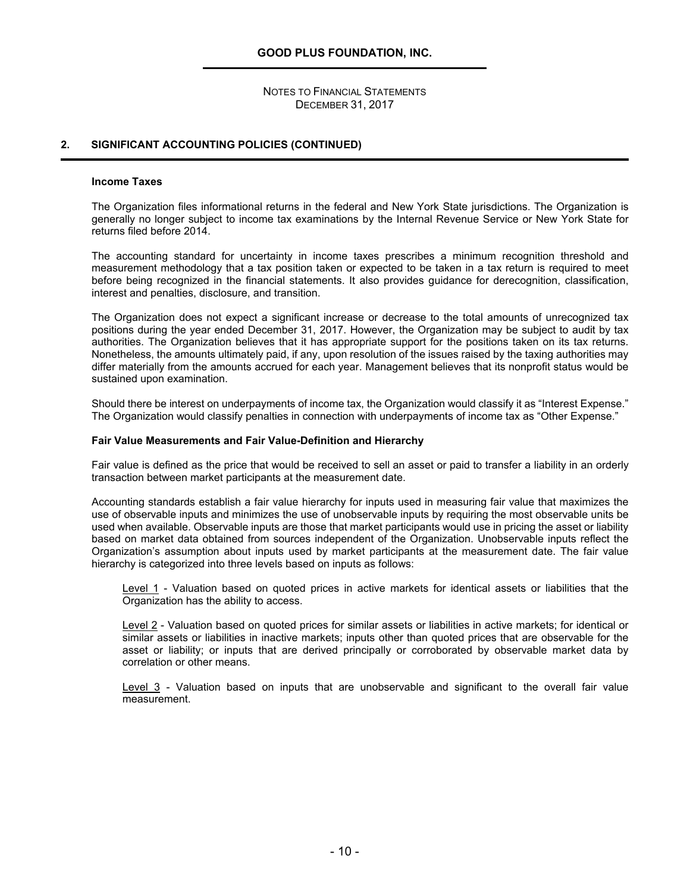## 2. SIGNIFICANT ACCOUNTING POLICIES (CONTINUED)

### Income Taxes

The Organization files informational returns in the federal and New York State jurisdictions. The Organization is generally no longer subject to income tax examinations by the Internal Revenue Service or New York State for returns filed before 2014.

The accounting standard for uncertainty in income taxes prescribes a minimum recognition threshold and measurement methodology that a tax position taken or expected to be taken in a tax return is required to meet before being recognized in the financial statements. It also provides guidance for derecognition, classification, interest and penalties, disclosure, and transition.

The Organization does not expect a significant increase or decrease to the total amounts of unrecognized tax positions during the year ended December 31, 2017. However, the Organization may be subject to audit by tax authorities. The Organization believes that it has appropriate support for the positions taken on its tax returns. Nonetheless, the amounts ultimately paid, if any, upon resolution of the issues raised by the taxing authorities may differ materially from the amounts accrued for each year. Management believes that its nonprofit status would be sustained upon examination.

Should there be interest on underpayments of income tax, the Organization would classify it as "Interest Expense." The Organization would classify penalties in connection with underpayments of income tax as "Other Expense."

### Fair Value Measurements and Fair Value-Definition and Hierarchy

Fair value is defined as the price that would be received to sell an asset or paid to transfer a liability in an orderly transaction between market participants at the measurement date.

Accounting standards establish a fair value hierarchy for inputs used in measuring fair value that maximizes the use of observable inputs and minimizes the use of unobservable inputs by requiring the most observable units be used when available. Observable inputs are those that market participants would use in pricing the asset or liability based on market data obtained from sources independent of the Organization. Unobservable inputs reflect the Organization's assumption about inputs used by market participants at the measurement date. The fair value hierarchy is categorized into three levels based on inputs as follows:

Level 1 - Valuation based on quoted prices in active markets for identical assets or liabilities that the Organization has the ability to access.

Level 2 - Valuation based on quoted prices for similar assets or liabilities in active markets; for identical or similar assets or liabilities in inactive markets; inputs other than quoted prices that are observable for the asset or liability; or inputs that are derived principally or corroborated by observable market data by correlation or other means.

Level 3 - Valuation based on inputs that are unobservable and significant to the overall fair value measurement.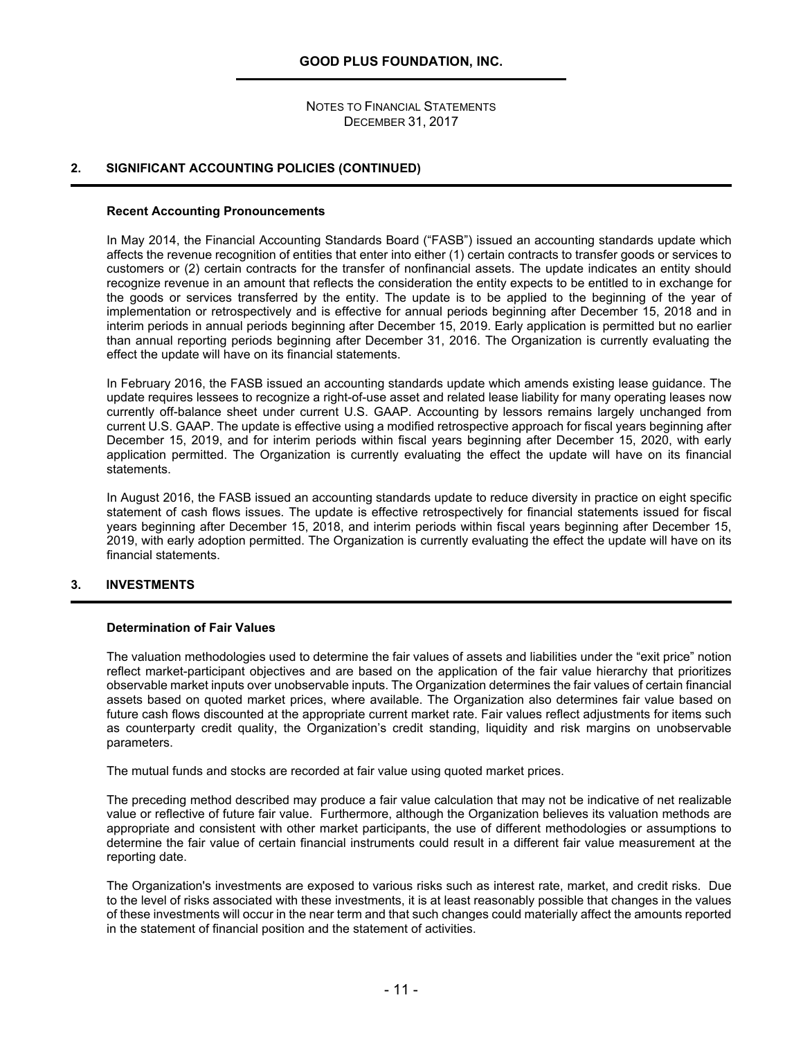## 2. SIGNIFICANT ACCOUNTING POLICIES (CONTINUED)

### Recent Accounting Pronouncements

In May 2014, the Financial Accounting Standards Board ("FASB") issued an accounting standards update which affects the revenue recognition of entities that enter into either (1) certain contracts to transfer goods or services to customers or (2) certain contracts for the transfer of nonfinancial assets. The update indicates an entity should recognize revenue in an amount that reflects the consideration the entity expects to be entitled to in exchange for the goods or services transferred by the entity. The update is to be applied to the beginning of the year of implementation or retrospectively and is effective for annual periods beginning after December 15, 2018 and in interim periods in annual periods beginning after December 15, 2019. Early application is permitted but no earlier than annual reporting periods beginning after December 31, 2016. The Organization is currently evaluating the effect the update will have on its financial statements.

In February 2016, the FASB issued an accounting standards update which amends existing lease guidance. The update requires lessees to recognize a right-of-use asset and related lease liability for many operating leases now currently off-balance sheet under current U.S. GAAP. Accounting by lessors remains largely unchanged from current U.S. GAAP. The update is effective using a modified retrospective approach for fiscal years beginning after December 15, 2019, and for interim periods within fiscal years beginning after December 15, 2020, with early application permitted. The Organization is currently evaluating the effect the update will have on its financial statements.

In August 2016, the FASB issued an accounting standards update to reduce diversity in practice on eight specific statement of cash flows issues. The update is effective retrospectively for financial statements issued for fiscal years beginning after December 15, 2018, and interim periods within fiscal years beginning after December 15, 2019, with early adoption permitted. The Organization is currently evaluating the effect the update will have on its financial statements.

## 3. INVESTMENTS

### Determination of Fair Values

The valuation methodologies used to determine the fair values of assets and liabilities under the "exit price" notion reflect market-participant objectives and are based on the application of the fair value hierarchy that prioritizes observable market inputs over unobservable inputs. The Organization determines the fair values of certain financial assets based on quoted market prices, where available. The Organization also determines fair value based on future cash flows discounted at the appropriate current market rate. Fair values reflect adjustments for items such as counterparty credit quality, the Organization's credit standing, liquidity and risk margins on unobservable parameters.

The mutual funds and stocks are recorded at fair value using quoted market prices.

The preceding method described may produce a fair value calculation that may not be indicative of net realizable value or reflective of future fair value. Furthermore, although the Organization believes its valuation methods are appropriate and consistent with other market participants, the use of different methodologies or assumptions to determine the fair value of certain financial instruments could result in a different fair value measurement at the reporting date.

The Organization's investments are exposed to various risks such as interest rate, market, and credit risks. Due to the level of risks associated with these investments, it is at least reasonably possible that changes in the values of these investments will occur in the near term and that such changes could materially affect the amounts reported in the statement of financial position and the statement of activities.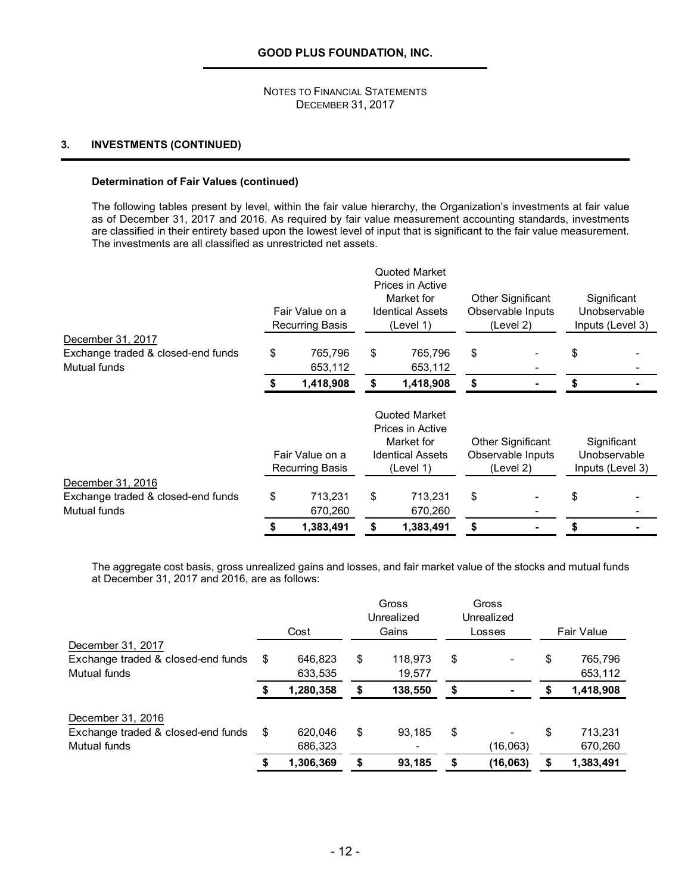**GOOD PLUS FOUNDATION, INC.**

NOTES TO FINANCIAL STATEMENTS
DECEMBER 31, 2017

### 3. INVESTMENTS (CONTINUED)

**Determination of Fair Values (continued)**

The following tables present by level, within the fair value hierarchy, the Organization's investments at fair value as of December 31, 2017 and 2016. As required by fair value measurement accounting standards, investments are classified in their entirety based upon the lowest level of input that is significant to the fair value measurement. The investments are all classified as unrestricted net assets.

| | Fair Value on a Recurring Basis | Quoted Market Prices in Active Market for Identical Assets (Level 1) | Other Significant Observable Inputs (Level 2) | Significant Unobservable Inputs (Level 3) |
|---|---|---|---|---|
| December 31, 2017 | | | | |
| Exchange traded & closed-end funds | $ 765,796 | $ 765,796 | $ - | $ - |
| Mutual funds | 653,112 | 653,112 | - | - |
| | **$ 1,418,908** | **$ 1,418,908** | **$ -** | **$ -** |

| | Fair Value on a Recurring Basis | Quoted Market Prices in Active Market for Identical Assets (Level 1) | Other Significant Observable Inputs (Level 2) | Significant Unobservable Inputs (Level 3) |
|---|---|---|---|---|
| December 31, 2016 | | | | |
| Exchange traded & closed-end funds | $ 713,231 | $ 713,231 | $ - | $ - |
| Mutual funds | 670,260 | 670,260 | - | - |
| | **$ 1,383,491** | **$ 1,383,491** | **$ -** | **$ -** |

The aggregate cost basis, gross unrealized gains and losses, and fair market value of the stocks and mutual funds at December 31, 2017 and 2016, are as follows:

| | Cost | Gross Unrealized Gains | Gross Unrealized Losses | Fair Value |
|---|---|---|---|---|
| December 31, 2017 | | | | |
| Exchange traded & closed-end funds | $ 646,823 | $ 118,973 | $ - | $ 765,796 |
| Mutual funds | 633,535 | 19,577 | | 653,112 |
| | **$ 1,280,358** | **$ 138,550** | **$ -** | **$ 1,418,908** |
| | | | | |
| December 31, 2016 | | | | |
| Exchange traded & closed-end funds | $ 620,046 | $ 93,185 | $ - | $ 713,231 |
| Mutual funds | 686,323 | - | (16,063) | 670,260 |
| | **$ 1,306,369** | **$ 93,185** | **$ (16,063)** | **$ 1,383,491** |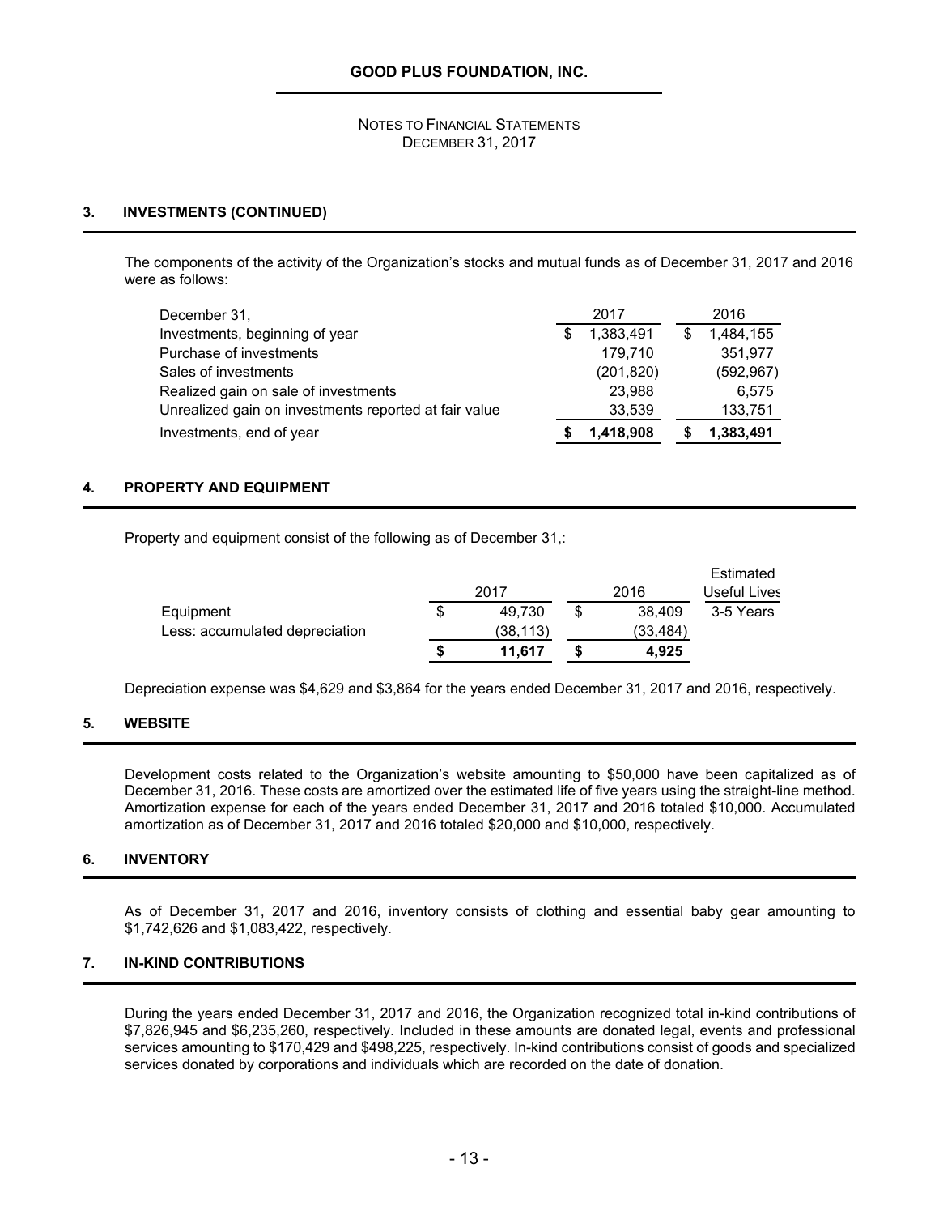**GOOD PLUS FOUNDATION, INC.**

NOTES TO FINANCIAL STATEMENTS
DECEMBER 31, 2017

## 3. INVESTMENTS (CONTINUED)

The components of the activity of the Organization's stocks and mutual funds as of December 31, 2017 and 2016 were as follows:

| December 31, | 2017 | 2016 |
|---|---|---|
| Investments, beginning of year | $ 1,383,491 | $ 1,484,155 |
| Purchase of investments | 179,710 | 351,977 |
| Sales of investments | (201,820) | (592,967) |
| Realized gain on sale of investments | 23,988 | 6,575 |
| Unrealized gain on investments reported at fair value | 33,539 | 133,751 |
| Investments, end of year | **$ 1,418,908** | **$ 1,383,491** |

## 4. PROPERTY AND EQUIPMENT

Property and equipment consist of the following as of December 31,:

| | 2017 | 2016 | Estimated Useful Lives |
|---|---|---|---|
| Equipment | $ 49,730 | $ 38,409 | 3-5 Years |
| Less: accumulated depreciation | (38,113) | (33,484) | |
| | **$ 11,617** | **$ 4,925** | |

Depreciation expense was $4,629 and $3,864 for the years ended December 31, 2017 and 2016, respectively.

## 5. WEBSITE

Development costs related to the Organization's website amounting to $50,000 have been capitalized as of December 31, 2016. These costs are amortized over the estimated life of five years using the straight-line method. Amortization expense for each of the years ended December 31, 2017 and 2016 totaled $10,000. Accumulated amortization as of December 31, 2017 and 2016 totaled $20,000 and $10,000, respectively.

## 6. INVENTORY

As of December 31, 2017 and 2016, inventory consists of clothing and essential baby gear amounting to $1,742,626 and $1,083,422, respectively.

## 7. IN-KIND CONTRIBUTIONS

During the years ended December 31, 2017 and 2016, the Organization recognized total in-kind contributions of $7,826,945 and $6,235,260, respectively. Included in these amounts are donated legal, events and professional services amounting to $170,429 and $498,225, respectively. In-kind contributions consist of goods and specialized services donated by corporations and individuals which are recorded on the date of donation.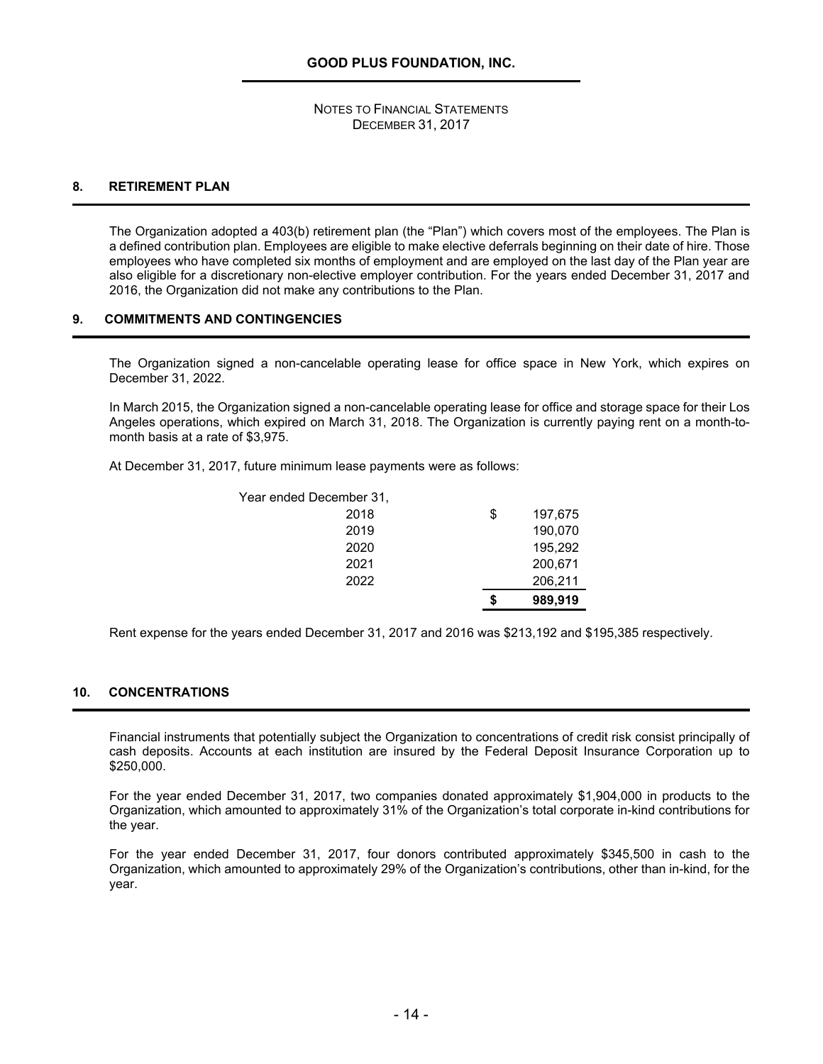**GOOD PLUS FOUNDATION, INC.**

NOTES TO FINANCIAL STATEMENTS
DECEMBER 31, 2017

## 8. RETIREMENT PLAN

The Organization adopted a 403(b) retirement plan (the "Plan") which covers most of the employees. The Plan is a defined contribution plan. Employees are eligible to make elective deferrals beginning on their date of hire. Those employees who have completed six months of employment and are employed on the last day of the Plan year are also eligible for a discretionary non-elective employer contribution. For the years ended December 31, 2017 and 2016, the Organization did not make any contributions to the Plan.

## 9. COMMITMENTS AND CONTINGENCIES

The Organization signed a non-cancelable operating lease for office space in New York, which expires on December 31, 2022.

In March 2015, the Organization signed a non-cancelable operating lease for office and storage space for their Los Angeles operations, which expired on March 31, 2018. The Organization is currently paying rent on a month-to-month basis at a rate of $3,975.

At December 31, 2017, future minimum lease payments were as follows:

| Year ended December 31, | |
|---|---|
| 2018 | $ 197,675 |
| 2019 | 190,070 |
| 2020 | 195,292 |
| 2021 | 200,671 |
| 2022 | 206,211 |
| | **$ 989,919** |

Rent expense for the years ended December 31, 2017 and 2016 was $213,192 and $195,385 respectively.

## 10. CONCENTRATIONS

Financial instruments that potentially subject the Organization to concentrations of credit risk consist principally of cash deposits. Accounts at each institution are insured by the Federal Deposit Insurance Corporation up to $250,000.

For the year ended December 31, 2017, two companies donated approximately $1,904,000 in products to the Organization, which amounted to approximately 31% of the Organization's total corporate in-kind contributions for the year.

For the year ended December 31, 2017, four donors contributed approximately $345,500 in cash to the Organization, which amounted to approximately 29% of the Organization's contributions, other than in-kind, for the year.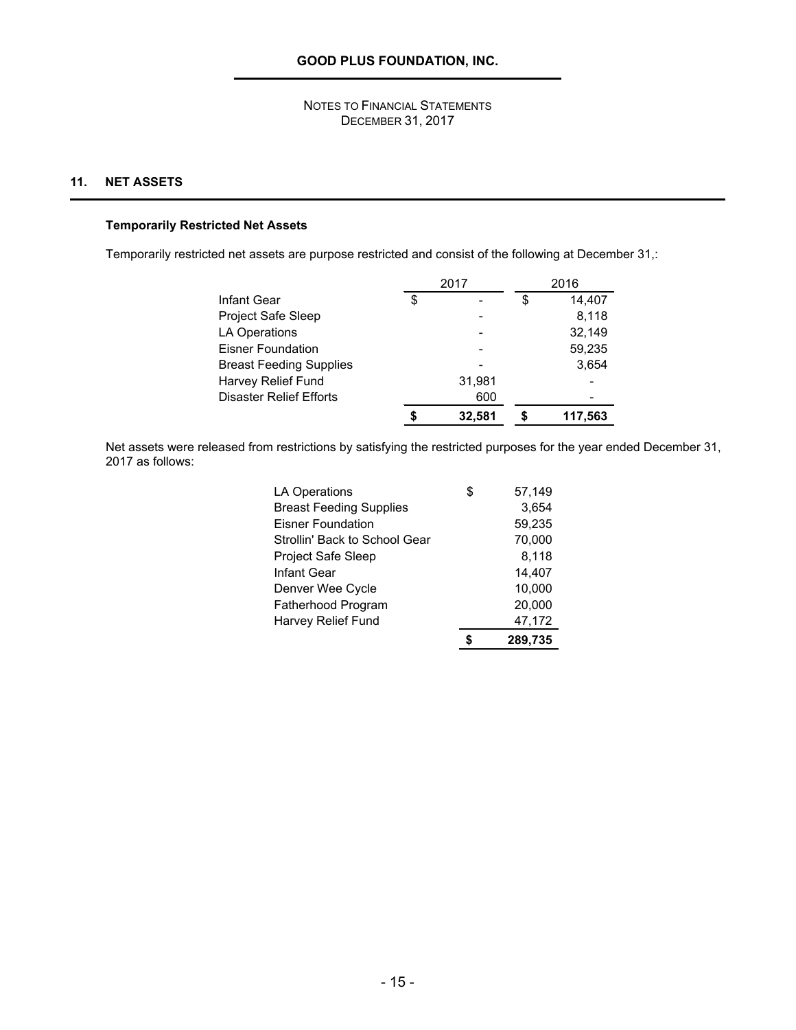## 11. NET ASSETS

### Temporarily Restricted Net Assets

Temporarily restricted net assets are purpose restricted and consist of the following at December 31,:

| | 2017 | 2016 |
|---|---|---|
| Infant Gear | $ - | $ 14,407 |
| Project Safe Sleep | - | 8,118 |
| LA Operations | - | 32,149 |
| Eisner Foundation | - | 59,235 |
| Breast Feeding Supplies | - | 3,654 |
| Harvey Relief Fund | 31,981 | - |
| Disaster Relief Efforts | 600 | - |
| | **$ 32,581** | **$ 117,563** |

Net assets were released from restrictions by satisfying the restricted purposes for the year ended December 31, 2017 as follows:

| | |
|---|---|
| LA Operations | $ 57,149 |
| Breast Feeding Supplies | 3,654 |
| Eisner Foundation | 59,235 |
| Strollin' Back to School Gear | 70,000 |
| Project Safe Sleep | 8,118 |
| Infant Gear | 14,407 |
| Denver Wee Cycle | 10,000 |
| Fatherhood Program | 20,000 |
| Harvey Relief Fund | 47,172 |
| | **$ 289,735** |